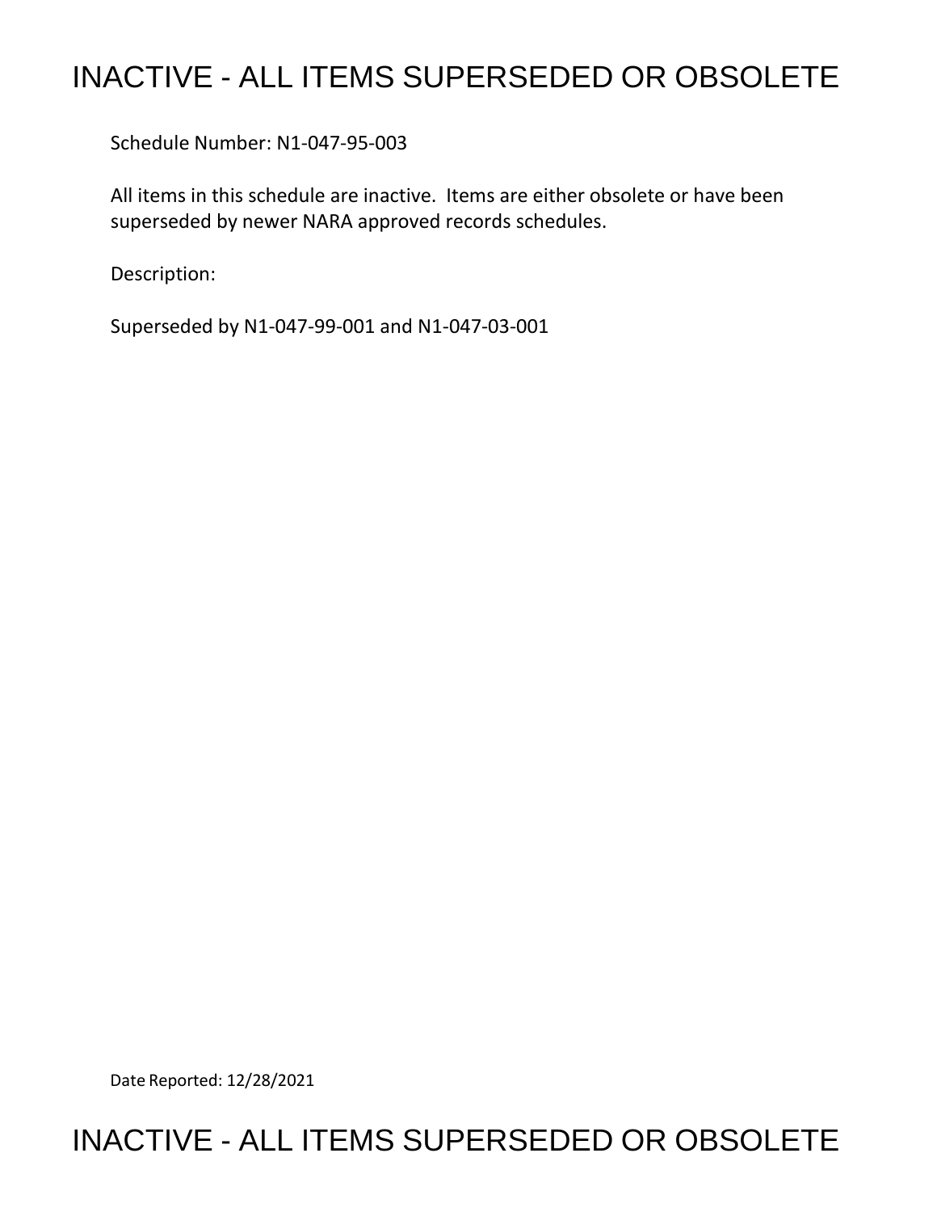# INACTIVE - ALL ITEMS SUPERSEDED OR OBSOLETE

Schedule Number: N1-047-95-003

All items in this schedule are inactive. Items are either obsolete or have been superseded by newer NARA approved records schedules.

Description:

Superseded by N1-047-99-001 and N1-047-03-001

Date Reported: 12/28/2021

# INACTIVE - ALL ITEMS SUPERSEDED OR OBSOLETE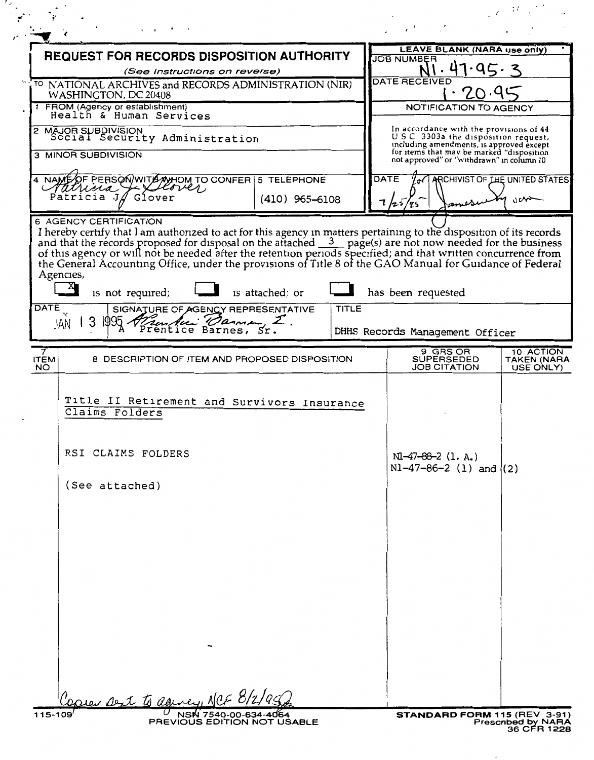# REQUEST FOR RECORDS DISPOSITION AUTHORITY

*(See Instructions on reverse)*

TO NATIONAL ARCHIVES and RECORDS ADMINISTRATION (NIR) WASHINGTON, DC 20408

**LEAVE BLANK (NARA use only)**

JOB NUMBER: N1-47-95-3

DATE RECEIVED: 1-20-95

NOTIFICATION TO AGENCY

In accordance with the provisions of 44 U S C 3303a the disposition request, including amendments, is approved except for items that may be marked "disposition not approved" or "withdrawn" in column 10

DATE: 7/25/95

ARCHIVIST OF THE UNITED STATES: [signature]

1 FROM (Agency or establishment): Health & Human Services

2 MAJOR SUBDIVISION: Social Security Administration

3 MINOR SUBDIVISION:

4 NAME OF PERSON WITH WHOM TO CONFER: Patricia J Glover

5 TELEPHONE: (410) 965-6108

6 AGENCY CERTIFICATION

I hereby certify that I am authorized to act for this agency in matters pertaining to the disposition of its records and that the records proposed for disposal on the attached 3 page(s) are not now needed for the business of this agency or will not be needed after the retention periods specified; and that written concurrence from the General Accounting Office, under the provisions of Title 8 of the GAO Manual for Guidance of Federal Agencies,

[X] is not required; [ ] is attached; or [ ] has been requested

| DATE | SIGNATURE OF AGENCY REPRESENTATIVE | TITLE |
|---|---|---|
| JAN 13 1995 | A Prentice Barnes, Sr. | DHHS Records Management Officer |

| 7 ITEM NO | 8 DESCRIPTION OF ITEM AND PROPOSED DISPOSITION | 9 GRS OR SUPERSEDED JOB CITATION | 10 ACTION TAKEN (NARA USE ONLY) |
|---|---|---|---|
| | Title II Retirement and Survivors Insurance Claims Folders | | |
| | RSI CLAIMS FOLDERS | N1-47-88-2 (1. A.) N1-47-86-2 (1) and (2) | |
| | (See attached) | | |

Copies sent to agency, NCF 8/2/95

115-109 NSN 7540-00-634-4064 PREVIOUS EDITION NOT USABLE

**STANDARD FORM 115 (REV 3-91)** Prescribed by NARA 36 CFR 1228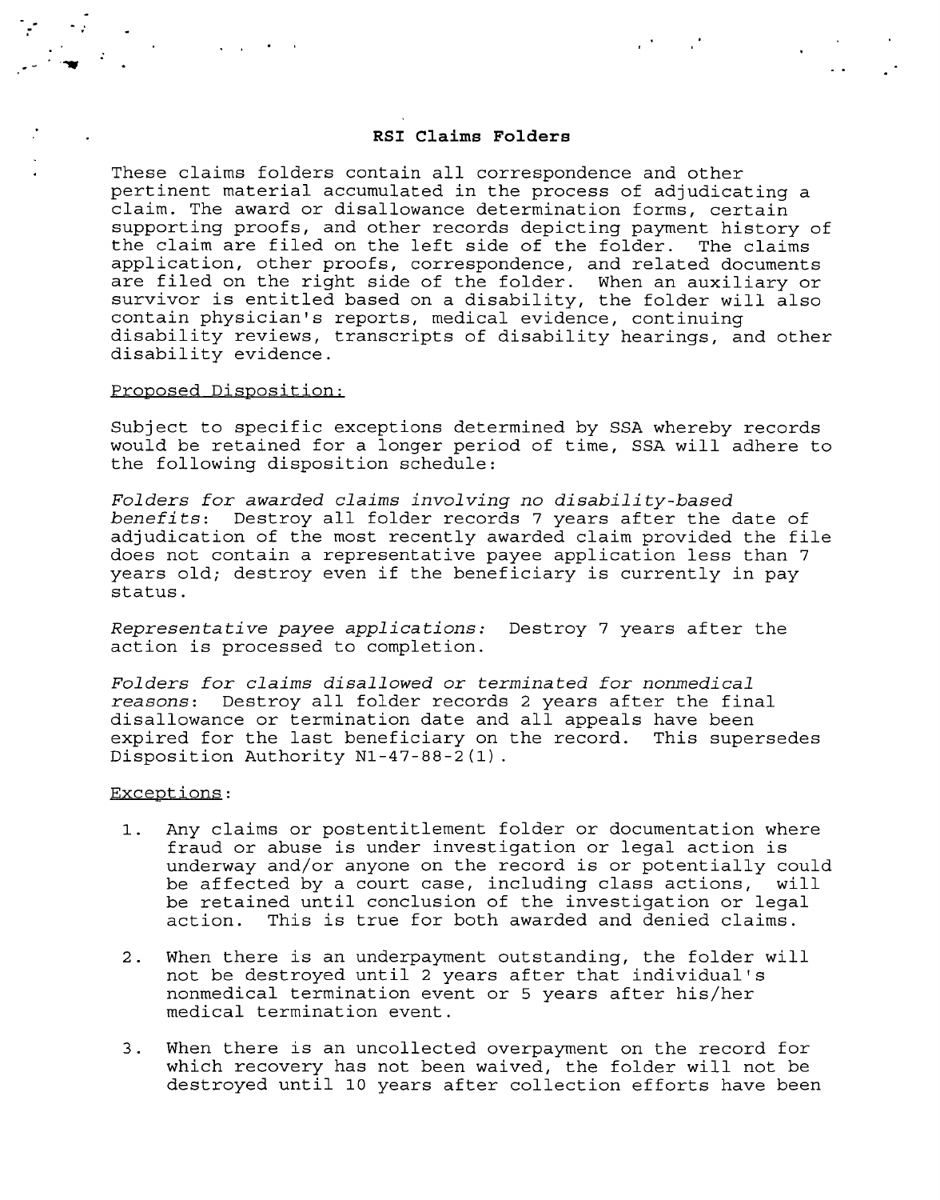## RSI Claims Folders

These claims folders contain all correspondence and other pertinent material accumulated in the process of adjudicating a claim. The award or disallowance determination forms, certain supporting proofs, and other records depicting payment history of the claim are filed on the left side of the folder. The claims application, other proofs, correspondence, and related documents are filed on the right side of the folder. When an auxiliary or survivor is entitled based on a disability, the folder will also contain physician's reports, medical evidence, continuing disability reviews, transcripts of disability hearings, and other disability evidence.

Proposed Disposition:

Subject to specific exceptions determined by SSA whereby records would be retained for a longer period of time, SSA will adhere to the following disposition schedule:

*Folders for awarded claims involving no disability-based benefits*: Destroy all folder records 7 years after the date of adjudication of the most recently awarded claim provided the file does not contain a representative payee application less than 7 years old; destroy even if the beneficiary is currently in pay status.

*Representative payee applications:* Destroy 7 years after the action is processed to completion.

*Folders for claims disallowed or terminated for nonmedical reasons*: Destroy all folder records 2 years after the final disallowance or termination date and all appeals have been expired for the last beneficiary on the record. This supersedes Disposition Authority N1-47-88-2(1).

Exceptions:

1. Any claims or postentitlement folder or documentation where fraud or abuse is under investigation or legal action is underway and/or anyone on the record is or potentially could be affected by a court case, including class actions, will be retained until conclusion of the investigation or legal action. This is true for both awarded and denied claims.

2. When there is an underpayment outstanding, the folder will not be destroyed until 2 years after that individual's nonmedical termination event or 5 years after his/her medical termination event.

3. When there is an uncollected overpayment on the record for which recovery has not been waived, the folder will not be destroyed until 10 years after collection efforts have been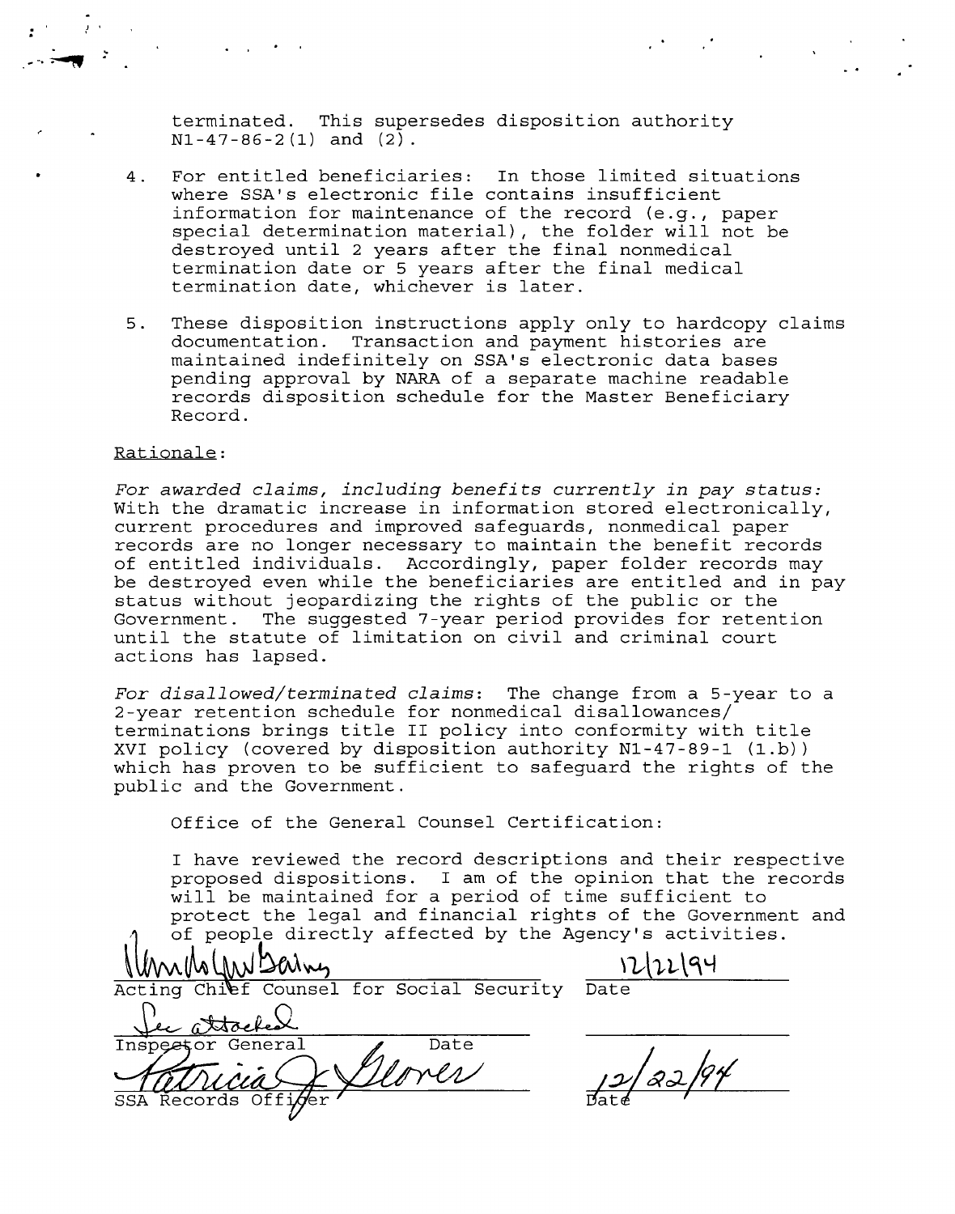terminated. This supersedes disposition authority N1-47-86-2(1) and (2).

4. For entitled beneficiaries: In those limited situations where SSA's electronic file contains insufficient information for maintenance of the record (e.g., paper special determination material), the folder will not be destroyed until 2 years after the final nonmedical termination date or 5 years after the final medical termination date, whichever is later.

5. These disposition instructions apply only to hardcopy claims documentation. Transaction and payment histories are maintained indefinitely on SSA's electronic data bases pending approval by NARA of a separate machine readable records disposition schedule for the Master Beneficiary Record.

Rationale:

*For awarded claims, including benefits currently in pay status:* With the dramatic increase in information stored electronically, current procedures and improved safeguards, nonmedical paper records are no longer necessary to maintain the benefit records of entitled individuals. Accordingly, paper folder records may be destroyed even while the beneficiaries are entitled and in pay status without jeopardizing the rights of the public or the Government. The suggested 7-year period provides for retention until the statute of limitation on civil and criminal court actions has lapsed.

*For disallowed/terminated claims*: The change from a 5-year to a 2-year retention schedule for nonmedical disallowances/terminations brings title II policy into conformity with title XVI policy (covered by disposition authority N1-47-89-1 (1.b)) which has proven to be sufficient to safeguard the rights of the public and the Government.

Office of the General Counsel Certification:

I have reviewed the record descriptions and their respective proposed dispositions. I am of the opinion that the records will be maintained for a period of time sufficient to protect the legal and financial rights of the Government and of people directly affected by the Agency's activities.

Acting Chief Counsel for Social Security — Date: 12/22/94

See attached
Inspector General — Date

Patricia J. Glover
SSA Records Officer — Date: 12/22/94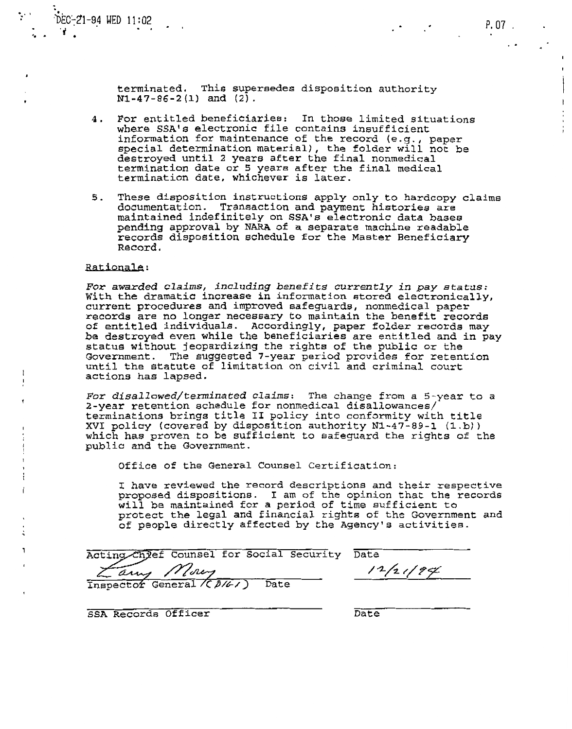terminated. This supersedes disposition authority N1-47-86-2(1) and (2).

4. For entitled beneficiaries: In those limited situations where SSA's electronic file contains insufficient information for maintenance of the record (e.g., paper special determination material), the folder will not be destroyed until 2 years after the final nonmedical termination date or 5 years after the final medical termination date, whichever is later.

5. These disposition instructions apply only to hardcopy claims documentation. Transaction and payment histories are maintained indefinitely on SSA's electronic data bases pending approval by NARA of a separate machine readable records disposition schedule for the Master Beneficiary Record.

Rationale:

*For awarded claims, including benefits currently in pay status:* With the dramatic increase in information stored electronically, current procedures and improved safeguards, nonmedical paper records are no longer necessary to maintain the benefit records of entitled individuals. Accordingly, paper folder records may be destroyed even while the beneficiaries are entitled and in pay status without jeopardizing the rights of the public or the Government. The suggested 7-year period provides for retention until the statute of limitation on civil and criminal court actions has lapsed.

*For disallowed/terminated claims:* The change from a 5-year to a 2-year retention schedule for nonmedical disallowances/terminations brings title II policy into conformity with title XVI policy (covered by disposition authority N1-47-89-1 (1.b)) which has proven to be sufficient to safeguard the rights of the public and the Government.

Office of the General Counsel Certification:

I have reviewed the record descriptions and their respective proposed dispositions. I am of the opinion that the records will be maintained for a period of time sufficient to protect the legal and financial rights of the Government and of people directly affected by the Agency's activities.

Acting Chief Counsel for Social Security — Date 12/21/94

Larry Morey

Inspector General (CDIG-I) — Date

SSA Records Officer — Date